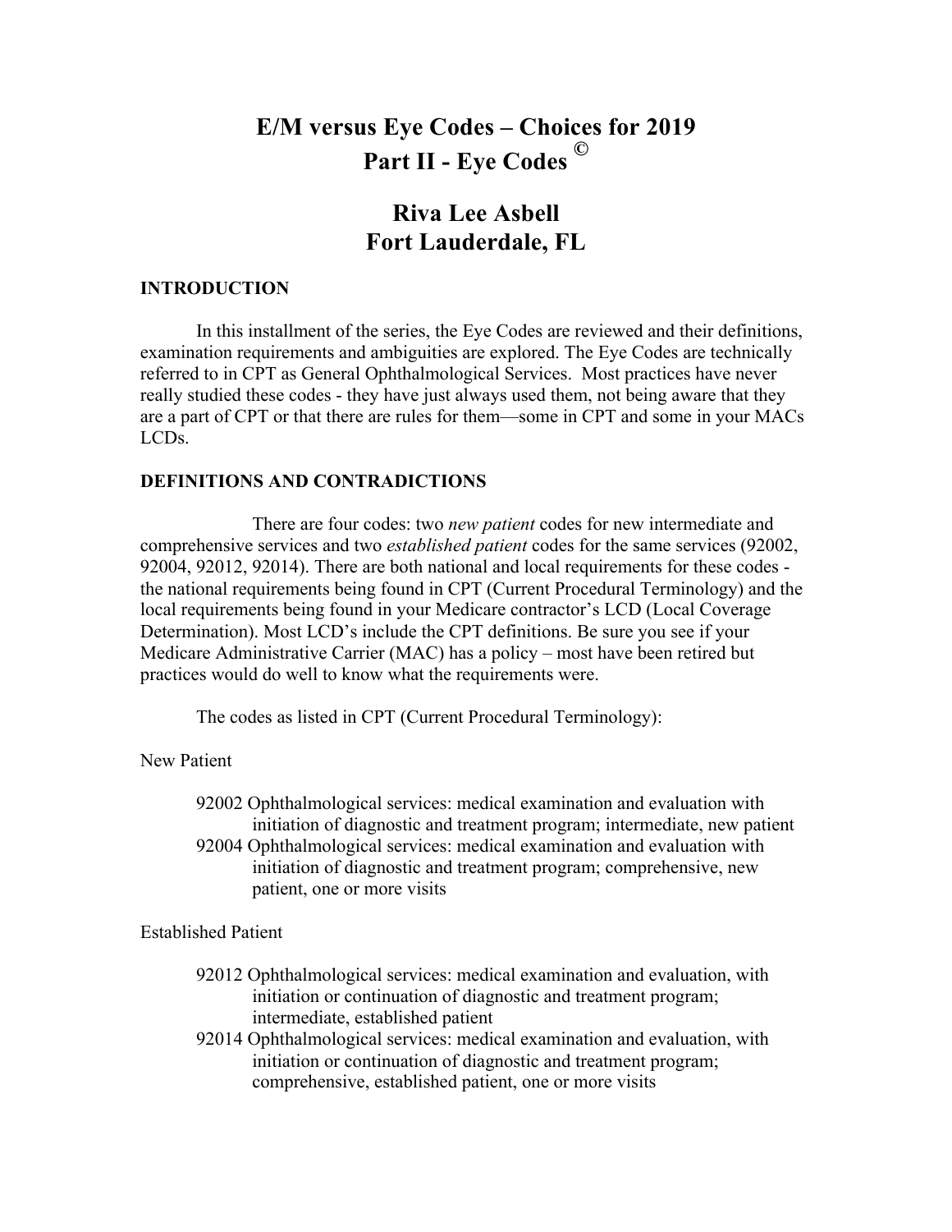# E/M versus Eye Codes – Choices for 2019
# Part II - Eye Codes ©

## Riva Lee Asbell
## Fort Lauderdale, FL

### INTRODUCTION

In this installment of the series, the Eye Codes are reviewed and their definitions, examination requirements and ambiguities are explored. The Eye Codes are technically referred to in CPT as General Ophthalmological Services. Most practices have never really studied these codes - they have just always used them, not being aware that they are a part of CPT or that there are rules for them—some in CPT and some in your MACs LCDs.

### DEFINITIONS AND CONTRADICTIONS

There are four codes: two *new patient* codes for new intermediate and comprehensive services and two *established patient* codes for the same services (92002, 92004, 92012, 92014). There are both national and local requirements for these codes - the national requirements being found in CPT (Current Procedural Terminology) and the local requirements being found in your Medicare contractor's LCD (Local Coverage Determination). Most LCD's include the CPT definitions. Be sure you see if your Medicare Administrative Carrier (MAC) has a policy – most have been retired but practices would do well to know what the requirements were.

The codes as listed in CPT (Current Procedural Terminology):

New Patient

92002 Ophthalmological services: medical examination and evaluation with initiation of diagnostic and treatment program; intermediate, new patient

92004 Ophthalmological services: medical examination and evaluation with initiation of diagnostic and treatment program; comprehensive, new patient, one or more visits

Established Patient

92012 Ophthalmological services: medical examination and evaluation, with initiation or continuation of diagnostic and treatment program; intermediate, established patient

92014 Ophthalmological services: medical examination and evaluation, with initiation or continuation of diagnostic and treatment program; comprehensive, established patient, one or more visits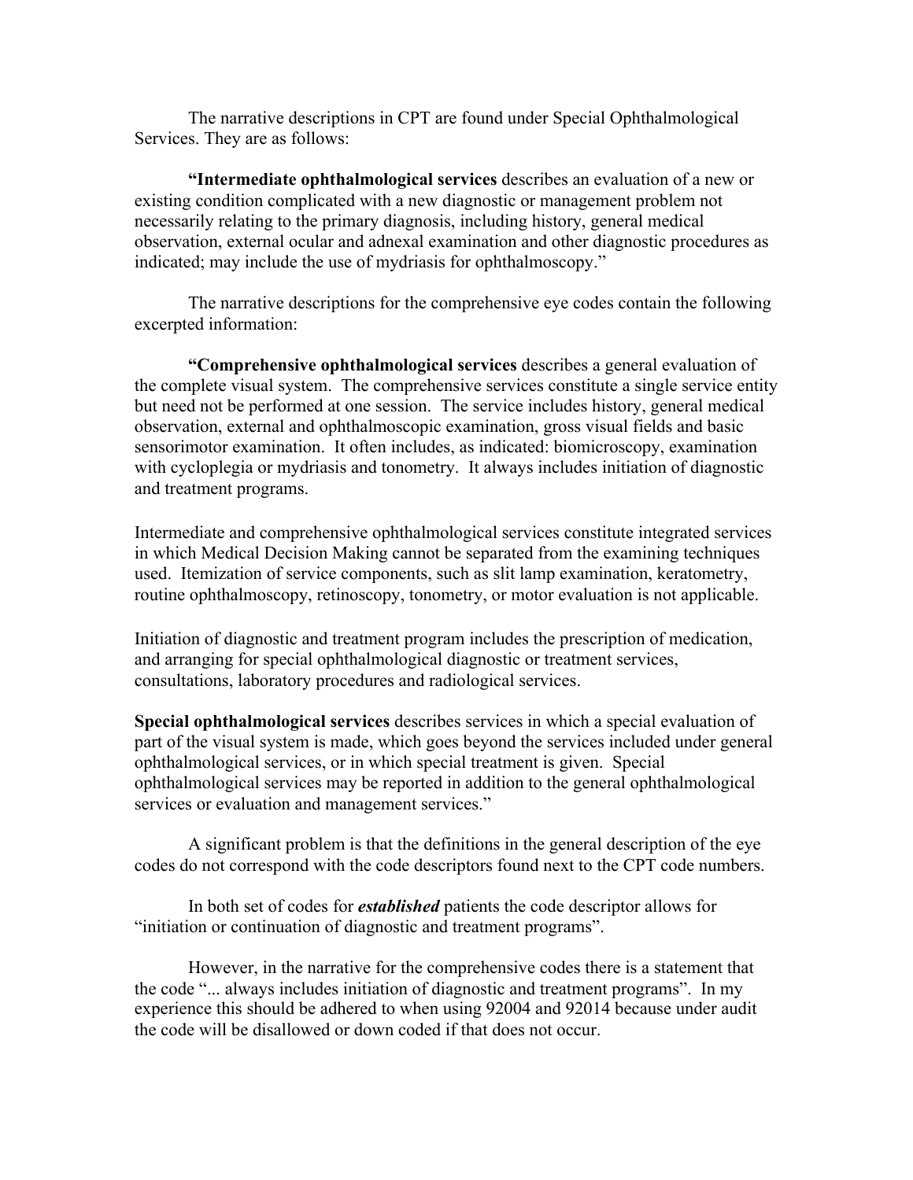The narrative descriptions in CPT are found under Special Ophthalmological Services. They are as follows:

**"Intermediate ophthalmological services** describes an evaluation of a new or existing condition complicated with a new diagnostic or management problem not necessarily relating to the primary diagnosis, including history, general medical observation, external ocular and adnexal examination and other diagnostic procedures as indicated; may include the use of mydriasis for ophthalmoscopy."

The narrative descriptions for the comprehensive eye codes contain the following excerpted information:

**"Comprehensive ophthalmological services** describes a general evaluation of the complete visual system. The comprehensive services constitute a single service entity but need not be performed at one session. The service includes history, general medical observation, external and ophthalmoscopic examination, gross visual fields and basic sensorimotor examination. It often includes, as indicated: biomicroscopy, examination with cycloplegia or mydriasis and tonometry. It always includes initiation of diagnostic and treatment programs.

Intermediate and comprehensive ophthalmological services constitute integrated services in which Medical Decision Making cannot be separated from the examining techniques used. Itemization of service components, such as slit lamp examination, keratometry, routine ophthalmoscopy, retinoscopy, tonometry, or motor evaluation is not applicable.

Initiation of diagnostic and treatment program includes the prescription of medication, and arranging for special ophthalmological diagnostic or treatment services, consultations, laboratory procedures and radiological services.

**Special ophthalmological services** describes services in which a special evaluation of part of the visual system is made, which goes beyond the services included under general ophthalmological services, or in which special treatment is given. Special ophthalmological services may be reported in addition to the general ophthalmological services or evaluation and management services."

A significant problem is that the definitions in the general description of the eye codes do not correspond with the code descriptors found next to the CPT code numbers.

In both set of codes for ***established*** patients the code descriptor allows for "initiation or continuation of diagnostic and treatment programs".

However, in the narrative for the comprehensive codes there is a statement that the code "... always includes initiation of diagnostic and treatment programs". In my experience this should be adhered to when using 92004 and 92014 because under audit the code will be disallowed or down coded if that does not occur.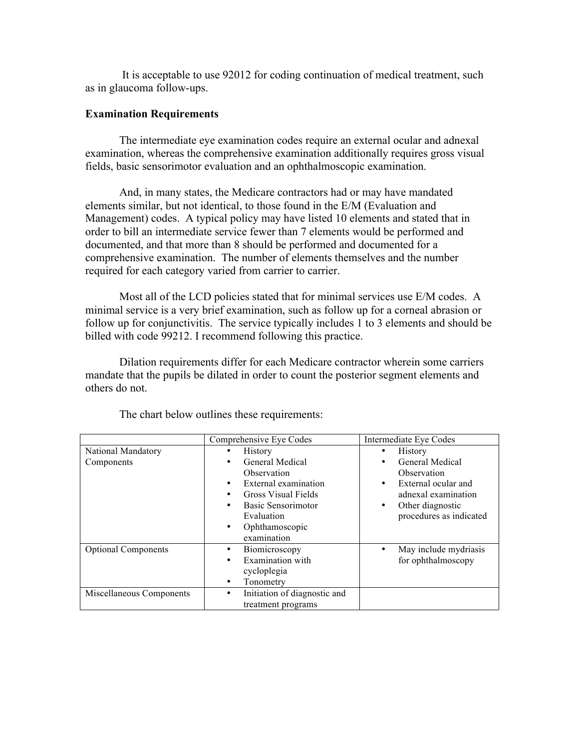It is acceptable to use 92012 for coding continuation of medical treatment, such as in glaucoma follow-ups.

**Examination Requirements**

The intermediate eye examination codes require an external ocular and adnexal examination, whereas the comprehensive examination additionally requires gross visual fields, basic sensorimotor evaluation and an ophthalmoscopic examination.

And, in many states, the Medicare contractors had or may have mandated elements similar, but not identical, to those found in the E/M (Evaluation and Management) codes. A typical policy may have listed 10 elements and stated that in order to bill an intermediate service fewer than 7 elements would be performed and documented, and that more than 8 should be performed and documented for a comprehensive examination. The number of elements themselves and the number required for each category varied from carrier to carrier.

Most all of the LCD policies stated that for minimal services use E/M codes. A minimal service is a very brief examination, such as follow up for a corneal abrasion or follow up for conjunctivitis. The service typically includes 1 to 3 elements and should be billed with code 99212. I recommend following this practice.

Dilation requirements differ for each Medicare contractor wherein some carriers mandate that the pupils be dilated in order to count the posterior segment elements and others do not.

The chart below outlines these requirements:

| | Comprehensive Eye Codes | Intermediate Eye Codes |
|---|---|---|
| National Mandatory Components | • History<br>• General Medical Observation<br>• External examination<br>• Gross Visual Fields<br>• Basic Sensorimotor Evaluation<br>• Ophthamoscopic examination | • History<br>• General Medical Observation<br>• External ocular and adnexal examination<br>• Other diagnostic procedures as indicated |
| Optional Components | • Biomicroscopy<br>• Examination with cycloplegia<br>• Tonometry | • May include mydriasis for ophthalmoscopy |
| Miscellaneous Components | • Initiation of diagnostic and treatment programs | |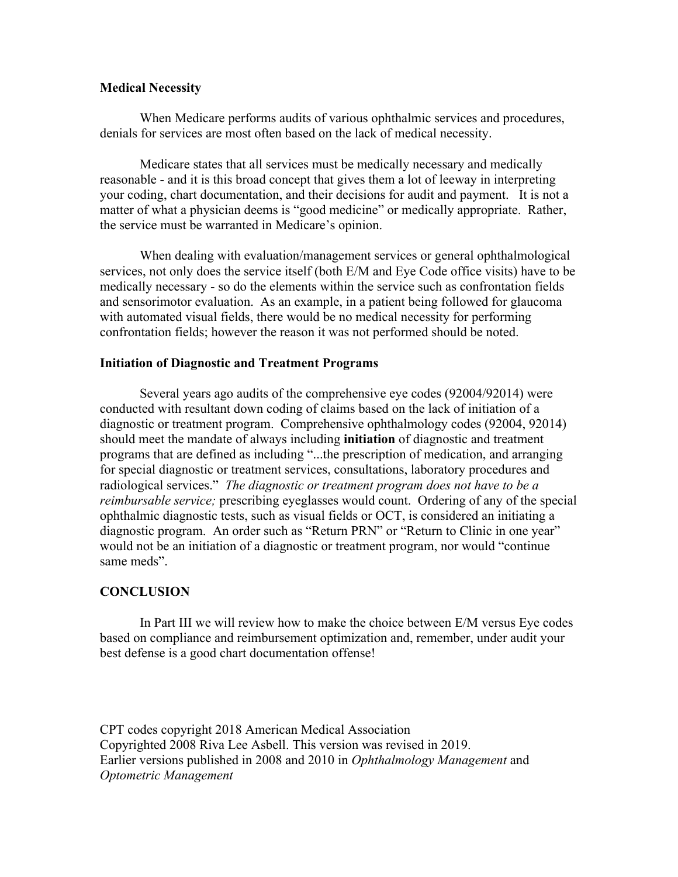**Medical Necessity**

When Medicare performs audits of various ophthalmic services and procedures, denials for services are most often based on the lack of medical necessity.

Medicare states that all services must be medically necessary and medically reasonable - and it is this broad concept that gives them a lot of leeway in interpreting your coding, chart documentation, and their decisions for audit and payment. It is not a matter of what a physician deems is "good medicine" or medically appropriate. Rather, the service must be warranted in Medicare's opinion.

When dealing with evaluation/management services or general ophthalmological services, not only does the service itself (both E/M and Eye Code office visits) have to be medically necessary - so do the elements within the service such as confrontation fields and sensorimotor evaluation. As an example, in a patient being followed for glaucoma with automated visual fields, there would be no medical necessity for performing confrontation fields; however the reason it was not performed should be noted.

**Initiation of Diagnostic and Treatment Programs**

Several years ago audits of the comprehensive eye codes (92004/92014) were conducted with resultant down coding of claims based on the lack of initiation of a diagnostic or treatment program. Comprehensive ophthalmology codes (92004, 92014) should meet the mandate of always including **initiation** of diagnostic and treatment programs that are defined as including "...the prescription of medication, and arranging for special diagnostic or treatment services, consultations, laboratory procedures and radiological services." *The diagnostic or treatment program does not have to be a reimbursable service;* prescribing eyeglasses would count. Ordering of any of the special ophthalmic diagnostic tests, such as visual fields or OCT, is considered an initiating a diagnostic program. An order such as "Return PRN" or "Return to Clinic in one year" would not be an initiation of a diagnostic or treatment program, nor would "continue same meds".

**CONCLUSION**

In Part III we will review how to make the choice between E/M versus Eye codes based on compliance and reimbursement optimization and, remember, under audit your best defense is a good chart documentation offense!

CPT codes copyright 2018 American Medical Association
Copyrighted 2008 Riva Lee Asbell. This version was revised in 2019.
Earlier versions published in 2008 and 2010 in *Ophthalmology Management* and *Optometric Management*